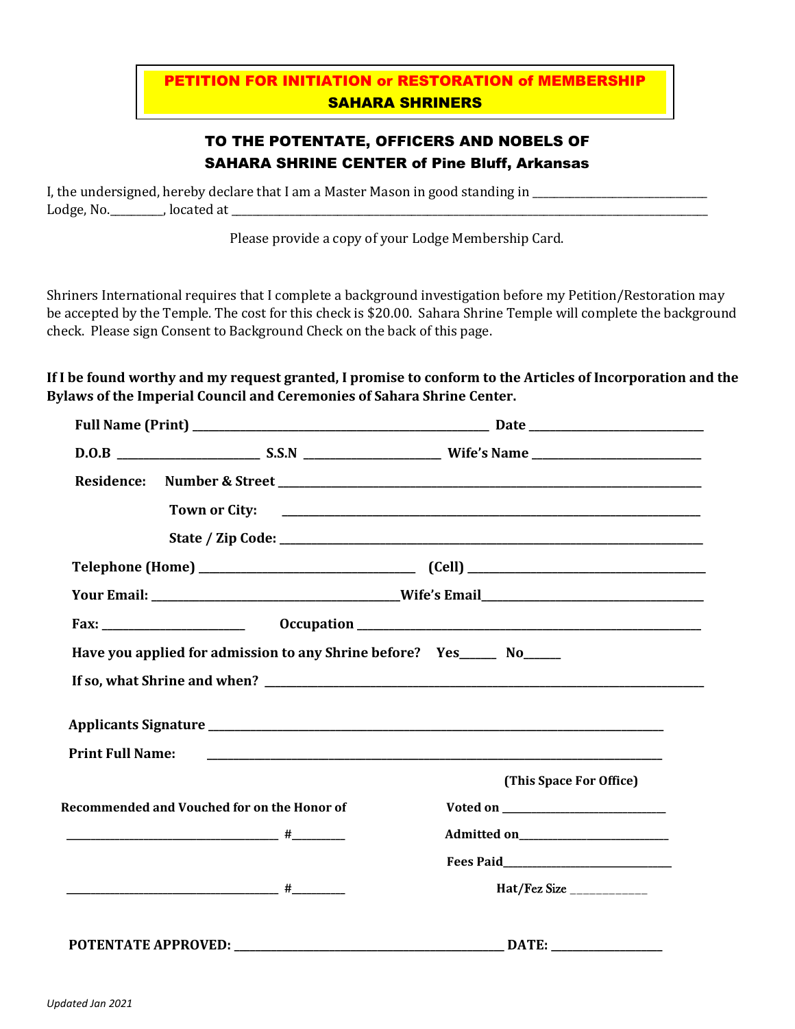# PETITION FOR INITIATION or RESTORATION of MEMBERSHIP
## SAHARA SHRINERS

### TO THE POTENTATE, OFFICERS AND NOBELS OF SAHARA SHRINE CENTER of Pine Bluff, Arkansas

I, the undersigned, hereby declare that I am a Master Mason in good standing in ______________________________ Lodge, No.__________, located at ______________________________________________________________________

Please provide a copy of your Lodge Membership Card.

Shriners International requires that I complete a background investigation before my Petition/Restoration may be accepted by the Temple. The cost for this check is $20.00. Sahara Shrine Temple will complete the background check. Please sign Consent to Background Check on the back of this page.

**If I be found worthy and my request granted, I promise to conform to the Articles of Incorporation and the Bylaws of the Imperial Council and Ceremonies of Sahara Shrine Center.**

**Full Name (Print)** ______________________________________ **Date** ______________________

**D.O.B** ____________________ **S.S.N** ____________________ **Wife's Name** ______________________

**Residence:** **Number & Street** ____________________________________________________________

**Town or City:** ____________________________________________________________

**State / Zip Code:** ____________________________________________________________

**Telephone (Home)** ______________________________ **(Cell)** __________________________________

**Your Email:** __________________________________**Wife's Email**________________________________

**Fax:** ____________________ **Occupation** ____________________________________________________

**Have you applied for admission to any Shrine before? Yes**______ **No**______

**If so, what Shrine and when?** ______________________________________________________________

**Applicants Signature** ____________________________________________________________________

**Print Full Name:** ______________________________________________________________________

**(This Space For Office)**

**Recommended and Vouched for on the Honor of**

__________________________________ **#**_________

__________________________________ **#**_________

**Voted on** ________________________

**Admitted on**______________________

**Fees Paid**_________________________

**Hat/Fez Size** ____________

**POTENTATE APPROVED:** ____________________________________ **DATE:** _______________

*Updated Jan 2021*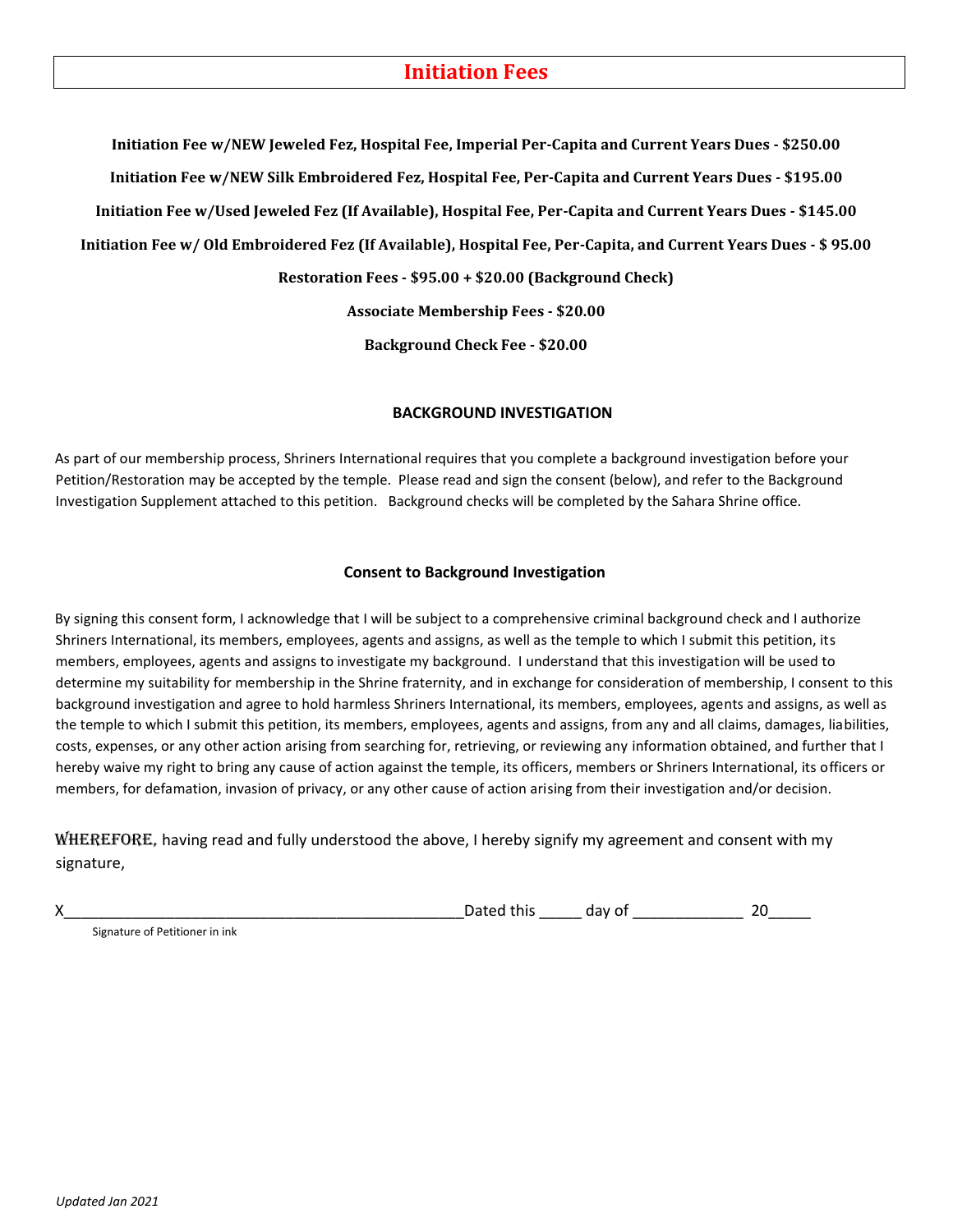# Initiation Fees

**Initiation Fee w/NEW Jeweled Fez, Hospital Fee, Imperial Per-Capita and Current Years Dues - $250.00**

**Initiation Fee w/NEW Silk Embroidered Fez, Hospital Fee, Per-Capita and Current Years Dues - $195.00**

**Initiation Fee w/Used Jeweled Fez (If Available), Hospital Fee, Per-Capita and Current Years Dues - $145.00**

**Initiation Fee w/ Old Embroidered Fez (If Available), Hospital Fee, Per-Capita, and Current Years Dues - $ 95.00**

**Restoration Fees - $95.00 + $20.00 (Background Check)**

**Associate Membership Fees - $20.00**

**Background Check Fee - $20.00**

## BACKGROUND INVESTIGATION

As part of our membership process, Shriners International requires that you complete a background investigation before your Petition/Restoration may be accepted by the temple. Please read and sign the consent (below), and refer to the Background Investigation Supplement attached to this petition. Background checks will be completed by the Sahara Shrine office.

### Consent to Background Investigation

By signing this consent form, I acknowledge that I will be subject to a comprehensive criminal background check and I authorize Shriners International, its members, employees, agents and assigns, as well as the temple to which I submit this petition, its members, employees, agents and assigns to investigate my background. I understand that this investigation will be used to determine my suitability for membership in the Shrine fraternity, and in exchange for consideration of membership, I consent to this background investigation and agree to hold harmless Shriners International, its members, employees, agents and assigns, as well as the temple to which I submit this petition, its members, employees, agents and assigns, from any and all claims, damages, liabilities, costs, expenses, or any other action arising from searching for, retrieving, or reviewing any information obtained, and further that I hereby waive my right to bring any cause of action against the temple, its officers, members or Shriners International, its officers or members, for defamation, invasion of privacy, or any other cause of action arising from their investigation and/or decision.

WHEREFORE, having read and fully understood the above, I hereby signify my agreement and consent with my signature,

X_______________________________________________ Dated this _____ day of _____________ 20_____

Signature of Petitioner in ink

*Updated Jan 2021*